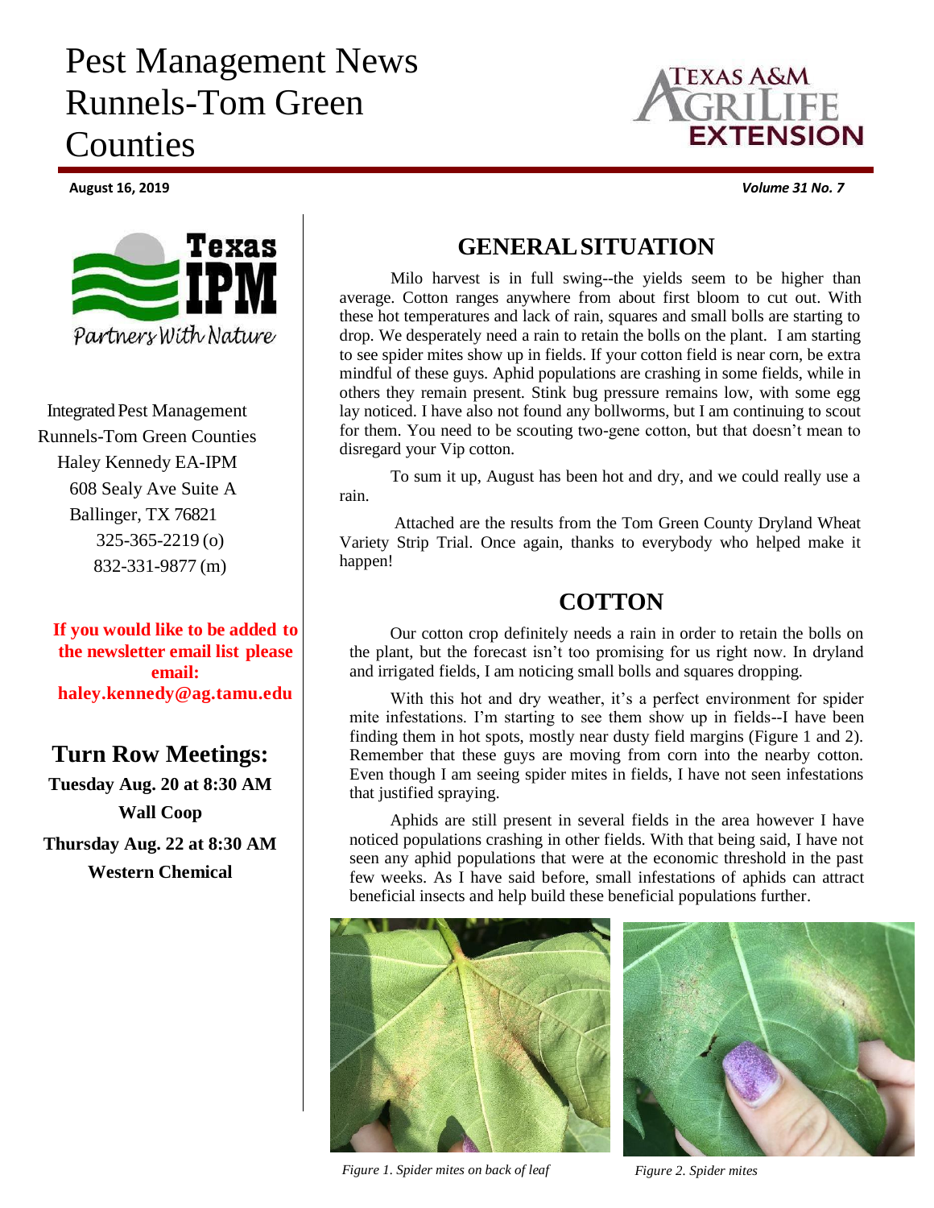# Pest Management News Runnels-Tom Green Counties

**August 16, 2019** *Volume 31 No. 7*

Integrated Pest Management
Runnels-Tom Green Counties
Haley Kennedy EA-IPM
608 Sealy Ave Suite A
Ballinger, TX 76821
325-365-2219 (o)
832-331-9877 (m)

**If you would like to be added to the newsletter email list please email: haley.kennedy@ag.tamu.edu**

## Turn Row Meetings:

**Tuesday Aug. 20 at 8:30 AM**
**Wall Coop**
**Thursday Aug. 22 at 8:30 AM**
**Western Chemical**

## GENERAL SITUATION

Milo harvest is in full swing--the yields seem to be higher than average. Cotton ranges anywhere from about first bloom to cut out. With these hot temperatures and lack of rain, squares and small bolls are starting to drop. We desperately need a rain to retain the bolls on the plant. I am starting to see spider mites show up in fields. If your cotton field is near corn, be extra mindful of these guys. Aphid populations are crashing in some fields, while in others they remain present. Stink bug pressure remains low, with some egg lay noticed. I have also not found any bollworms, but I am continuing to scout for them. You need to be scouting two-gene cotton, but that doesn't mean to disregard your Vip cotton.

To sum it up, August has been hot and dry, and we could really use a rain.

Attached are the results from the Tom Green County Dryland Wheat Variety Strip Trial. Once again, thanks to everybody who helped make it happen!

## COTTON

Our cotton crop definitely needs a rain in order to retain the bolls on the plant, but the forecast isn't too promising for us right now. In dryland and irrigated fields, I am noticing small bolls and squares dropping.

With this hot and dry weather, it's a perfect environment for spider mite infestations. I'm starting to see them show up in fields--I have been finding them in hot spots, mostly near dusty field margins (Figure 1 and 2). Remember that these guys are moving from corn into the nearby cotton. Even though I am seeing spider mites in fields, I have not seen infestations that justified spraying.

Aphids are still present in several fields in the area however I have noticed populations crashing in other fields. With that being said, I have not seen any aphid populations that were at the economic threshold in the past few weeks. As I have said before, small infestations of aphids can attract beneficial insects and help build these beneficial populations further.

*Figure 1. Spider mites on back of leaf*

*Figure 2. Spider mites*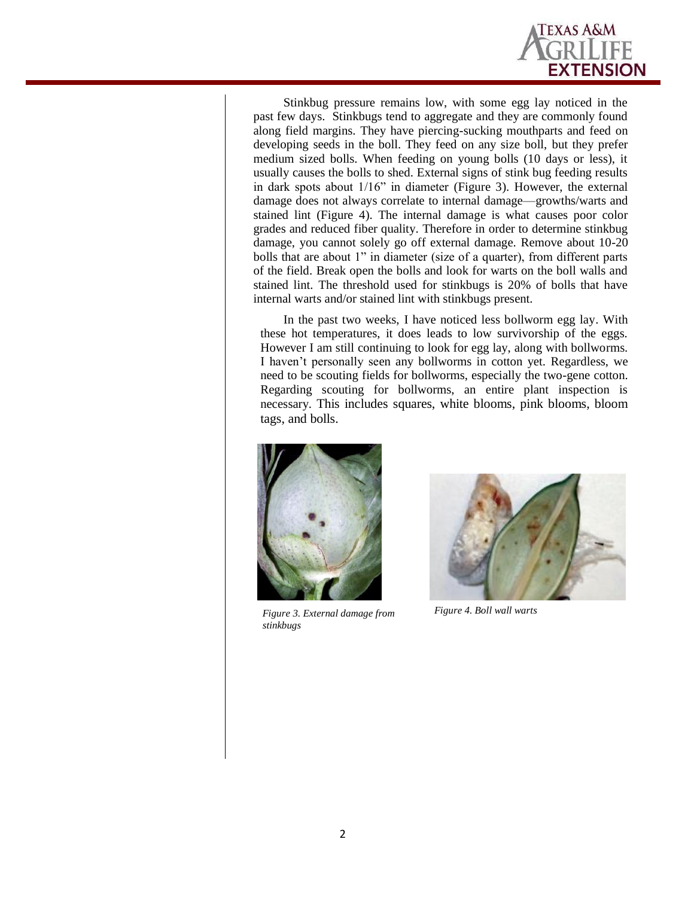Stinkbug pressure remains low, with some egg lay noticed in the past few days. Stinkbugs tend to aggregate and they are commonly found along field margins. They have piercing-sucking mouthparts and feed on developing seeds in the boll. They feed on any size boll, but they prefer medium sized bolls. When feeding on young bolls (10 days or less), it usually causes the bolls to shed. External signs of stink bug feeding results in dark spots about 1/16" in diameter (Figure 3). However, the external damage does not always correlate to internal damage—growths/warts and stained lint (Figure 4). The internal damage is what causes poor color grades and reduced fiber quality. Therefore in order to determine stinkbug damage, you cannot solely go off external damage. Remove about 10-20 bolls that are about 1" in diameter (size of a quarter), from different parts of the field. Break open the bolls and look for warts on the boll walls and stained lint. The threshold used for stinkbugs is 20% of bolls that have internal warts and/or stained lint with stinkbugs present.

In the past two weeks, I have noticed less bollworm egg lay. With these hot temperatures, it does leads to low survivorship of the eggs. However I am still continuing to look for egg lay, along with bollworms. I haven't personally seen any bollworms in cotton yet. Regardless, we need to be scouting fields for bollworms, especially the two-gene cotton. Regarding scouting for bollworms, an entire plant inspection is necessary. This includes squares, white blooms, pink blooms, bloom tags, and bolls.

*Figure 3. External damage from stinkbugs*

*Figure 4. Boll wall warts*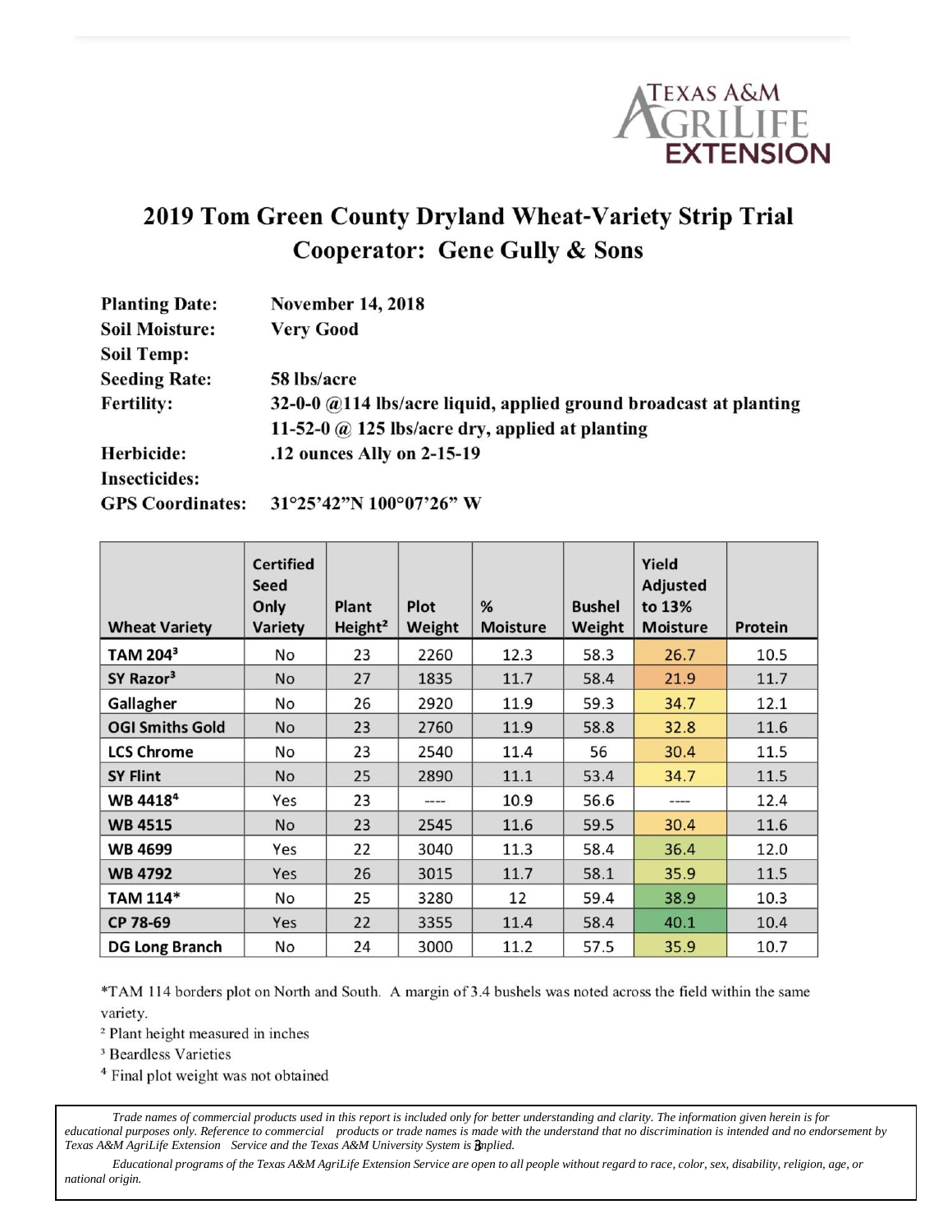# 2019 Tom Green County Dryland Wheat-Variety Strip Trial

## Cooperator: Gene Gully & Sons

**Planting Date:** November 14, 2018
**Soil Moisture:** Very Good
**Soil Temp:**
**Seeding Rate:** 58 lbs/acre
**Fertility:** 32-0-0 @114 lbs/acre liquid, applied ground broadcast at planting
11-52-0 @ 125 lbs/acre dry, applied at planting
**Herbicide:** .12 ounces Ally on 2-15-19
**Insecticides:**
**GPS Coordinates:** 31°25'42"N 100°07'26" W

| Wheat Variety | Certified Seed Only Variety | Plant Height[2] | Plot Weight | % Moisture | Bushel Weight | Yield Adjusted to 13% Moisture | Protein |
|---|---|---|---|---|---|---|---|
| TAM 204[3] | No | 23 | 2260 | 12.3 | 58.3 | 26.7 | 10.5 |
| SY Razor[3] | No | 27 | 1835 | 11.7 | 58.4 | 21.9 | 11.7 |
| Gallagher | No | 26 | 2920 | 11.9 | 59.3 | 34.7 | 12.1 |
| OGI Smiths Gold | No | 23 | 2760 | 11.9 | 58.8 | 32.8 | 11.6 |
| LCS Chrome | No | 23 | 2540 | 11.4 | 56 | 30.4 | 11.5 |
| SY Flint | No | 25 | 2890 | 11.1 | 53.4 | 34.7 | 11.5 |
| WB 4418[4] | Yes | 23 | ---- | 10.9 | 56.6 | ---- | 12.4 |
| WB 4515 | No | 23 | 2545 | 11.6 | 59.5 | 30.4 | 11.6 |
| WB 4699 | Yes | 22 | 3040 | 11.3 | 58.4 | 36.4 | 12.0 |
| WB 4792 | Yes | 26 | 3015 | 11.7 | 58.1 | 35.9 | 11.5 |
| TAM 114* | No | 25 | 3280 | 12 | 59.4 | 38.9 | 10.3 |
| CP 78-69 | Yes | 22 | 3355 | 11.4 | 58.4 | 40.1 | 10.4 |
| DG Long Branch | No | 24 | 3000 | 11.2 | 57.5 | 35.9 | 10.7 |

*TAM 114 borders plot on North and South. A margin of 3.4 bushels was noted across the field within the same variety.

[2] Plant height measured in inches

[3] Beardless Varieties

[4] Final plot weight was not obtained

*Trade names of commercial products used in this report is included only for better understanding and clarity. The information given herein is for educational purposes only. Reference to commercial products or trade names is made with the understand that no discrimination is intended and no endorsement by Texas A&M AgriLife Extension Service and the Texas A&M University System is implied.*

*Educational programs of the Texas A&M AgriLife Extension Service are open to all people without regard to race, color, sex, disability, religion, age, or national origin.*